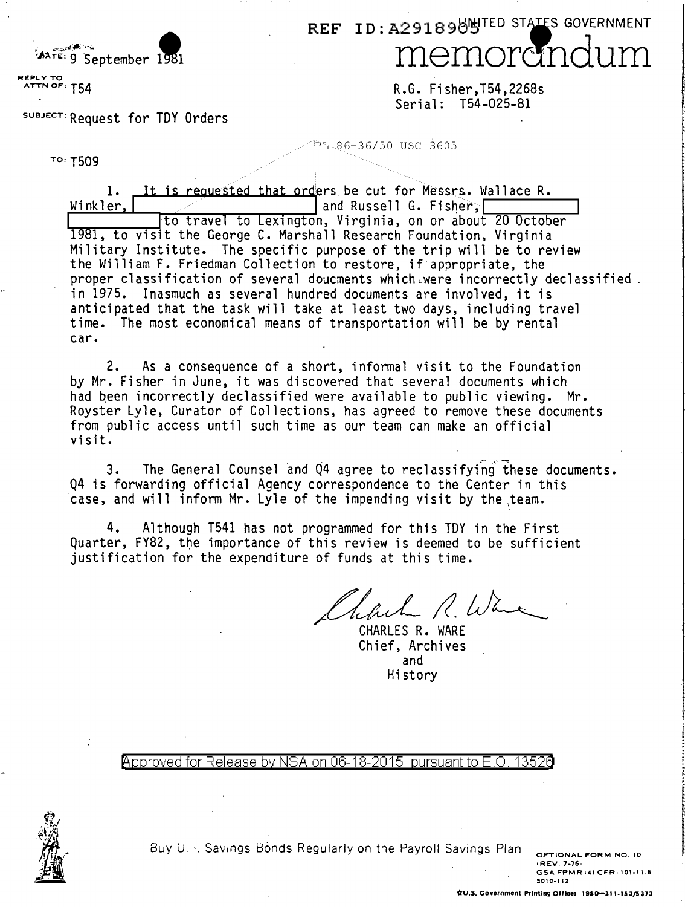REF ID:A2918905

UNITED STATES GOVERNMENT

# memorandum

DATE: 9 September 1981

REPLY TO ATTN OF: T54

R.G. Fisher,T54,2268s
Serial: T54-025-81

SUBJECT: Request for TDY Orders

PL 86-36/50 USC 3605

TO: T509

1. It is requested that orders be cut for Messrs. Wallace R. Winkler, [redacted] and Russell G. Fisher, [redacted] to travel to Lexington, Virginia, on or about 20 October 1981, to visit the George C. Marshall Research Foundation, Virginia Military Institute. The specific purpose of the trip will be to review the William F. Friedman Collection to restore, if appropriate, the proper classification of several doucments which were incorrectly declassified in 1975. Inasmuch as several hundred documents are involved, it is anticipated that the task will take at least two days, including travel time. The most economical means of transportation will be by rental car.

2. As a consequence of a short, informal visit to the Foundation by Mr. Fisher in June, it was discovered that several documents which had been incorrectly declassified were available to public viewing. Mr. Royster Lyle, Curator of Collections, has agreed to remove these documents from public access until such time as our team can make an official visit.

3. The General Counsel and Q4 agree to reclassifying these documents. Q4 is forwarding official Agency correspondence to the Center in this case, and will inform Mr. Lyle of the impending visit by the team.

4. Although T541 has not programmed for this TDY in the First Quarter, FY82, the importance of this review is deemed to be sufficient justification for the expenditure of funds at this time.

CHARLES R. WARE
Chief, Archives
and
History

Approved for Release by NSA on 06-18-2015 pursuant to E.O. 13526

Buy U.S. Savings Bonds Regularly on the Payroll Savings Plan

OPTIONAL FORM NO. 10
(REV. 7-76)
GSA FPMR (41 CFR) 101-11.6
5010-112

U.S. Government Printing Office: 1980—311-153/5373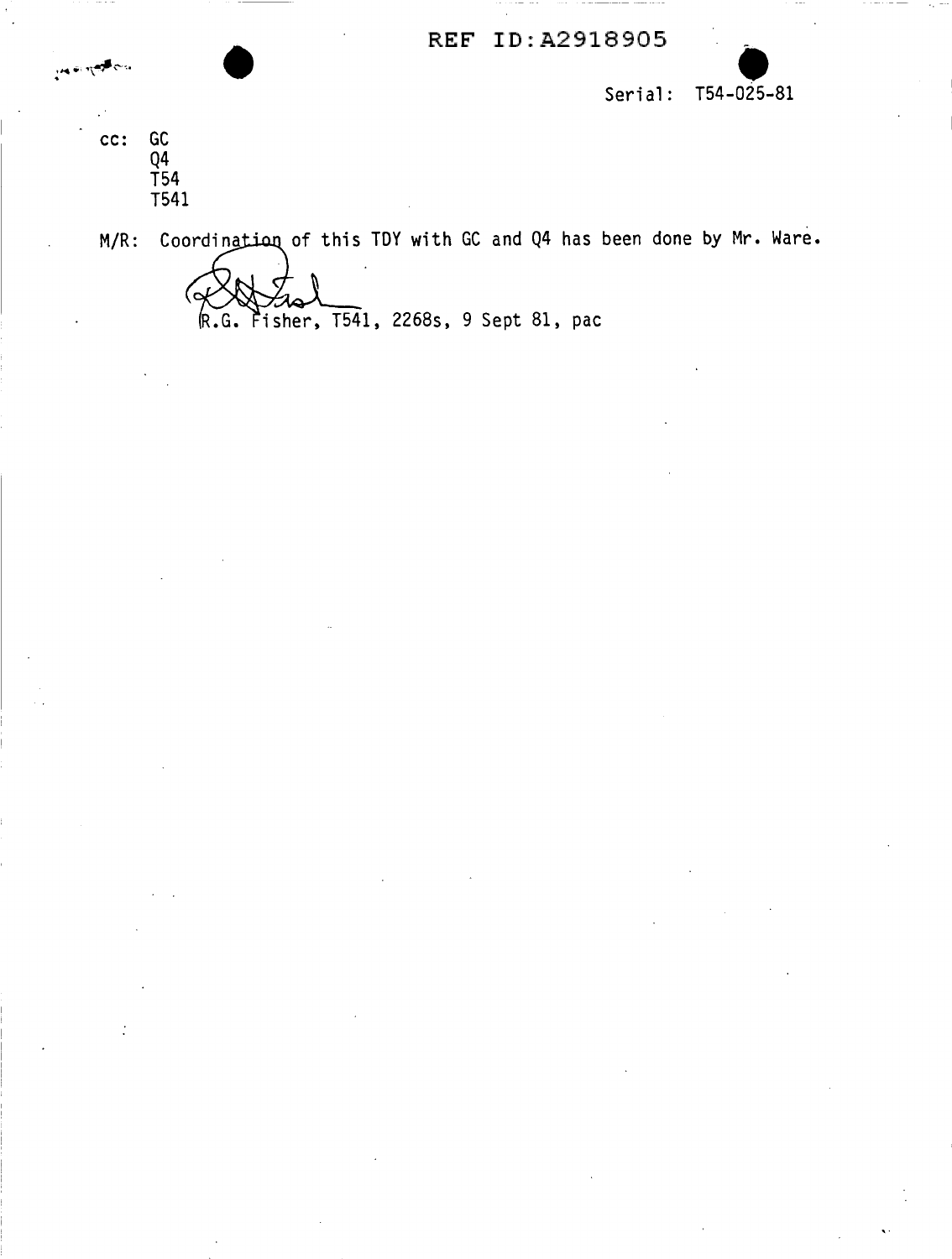REF ID:A2918905

Serial: T54-025-81

cc: GC
Q4
T54
T541

M/R: Coordination of this TDY with GC and Q4 has been done by Mr. Ware.

R.G. Fisher, T541, 2268s, 9 Sept 81, pac